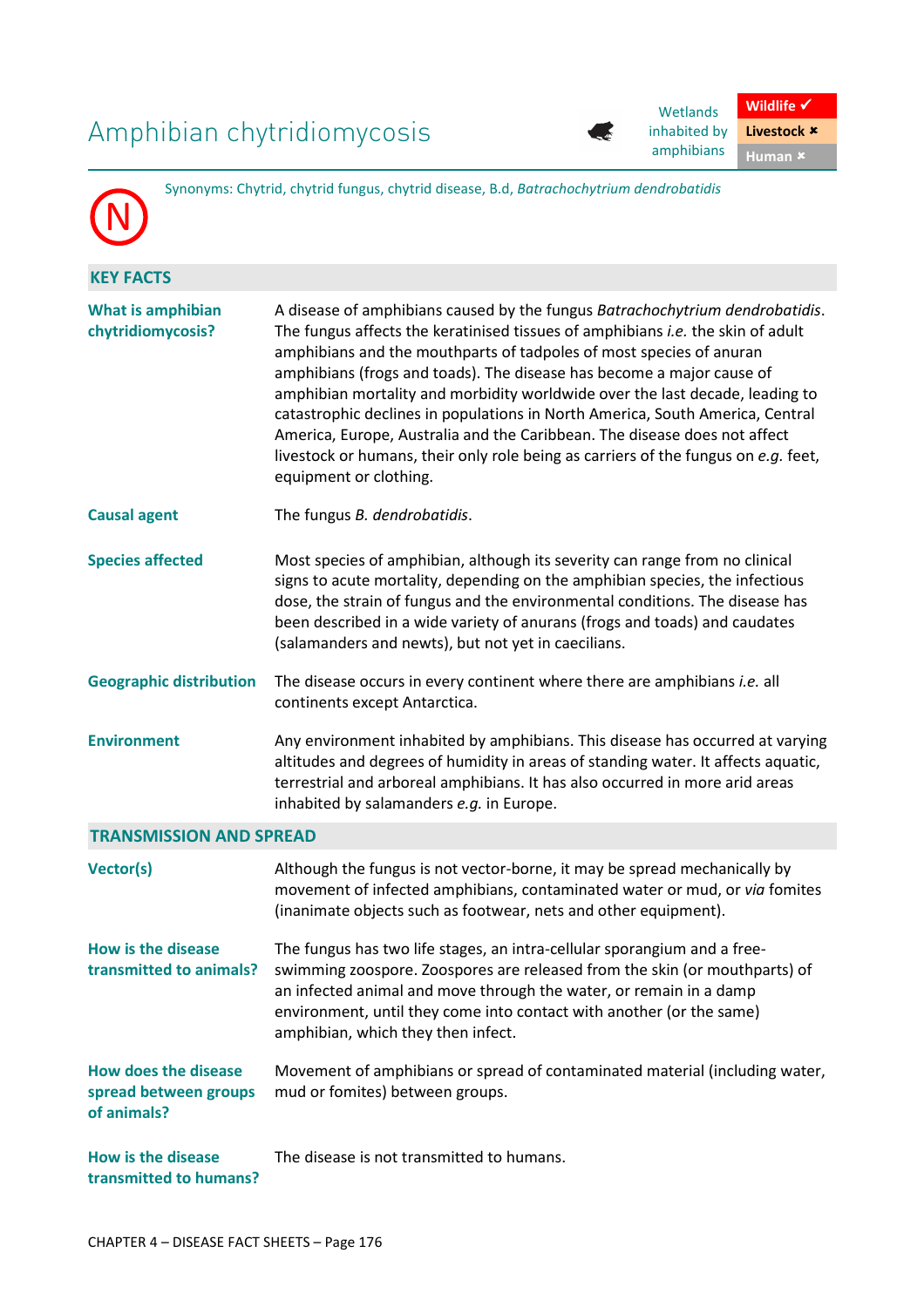# Amphibian chytridiomycosis

Wetlands inhabited by amphibians

| Wildlife ✓ |
| --- |
| Livestock ✖ |
| Human ✖ |

N

Synonyms: Chytrid, chytrid fungus, chytrid disease, B.d, *Batrachochytrium dendrobatidis*

## KEY FACTS

| | |
| --- | --- |
| **What is amphibian chytridiomycosis?** | A disease of amphibians caused by the fungus *Batrachochytrium dendrobatidis*. The fungus affects the keratinised tissues of amphibians *i.e.* the skin of adult amphibians and the mouthparts of tadpoles of most species of anuran amphibians (frogs and toads). The disease has become a major cause of amphibian mortality and morbidity worldwide over the last decade, leading to catastrophic declines in populations in North America, South America, Central America, Europe, Australia and the Caribbean. The disease does not affect livestock or humans, their only role being as carriers of the fungus on *e.g.* feet, equipment or clothing. |
| **Causal agent** | The fungus *B. dendrobatidis*. |
| **Species affected** | Most species of amphibian, although its severity can range from no clinical signs to acute mortality, depending on the amphibian species, the infectious dose, the strain of fungus and the environmental conditions. The disease has been described in a wide variety of anurans (frogs and toads) and caudates (salamanders and newts), but not yet in caecilians. |
| **Geographic distribution** | The disease occurs in every continent where there are amphibians *i.e.* all continents except Antarctica. |
| **Environment** | Any environment inhabited by amphibians. This disease has occurred at varying altitudes and degrees of humidity in areas of standing water. It affects aquatic, terrestrial and arboreal amphibians. It has also occurred in more arid areas inhabited by salamanders *e.g.* in Europe. |

## TRANSMISSION AND SPREAD

| | |
| --- | --- |
| **Vector(s)** | Although the fungus is not vector-borne, it may be spread mechanically by movement of infected amphibians, contaminated water or mud, or *via* fomites (inanimate objects such as footwear, nets and other equipment). |
| **How is the disease transmitted to animals?** | The fungus has two life stages, an intra-cellular sporangium and a free-swimming zoospore. Zoospores are released from the skin (or mouthparts) of an infected animal and move through the water, or remain in a damp environment, until they come into contact with another (or the same) amphibian, which they then infect. |
| **How does the disease spread between groups of animals?** | Movement of amphibians or spread of contaminated material (including water, mud or fomites) between groups. |
| **How is the disease transmitted to humans?** | The disease is not transmitted to humans. |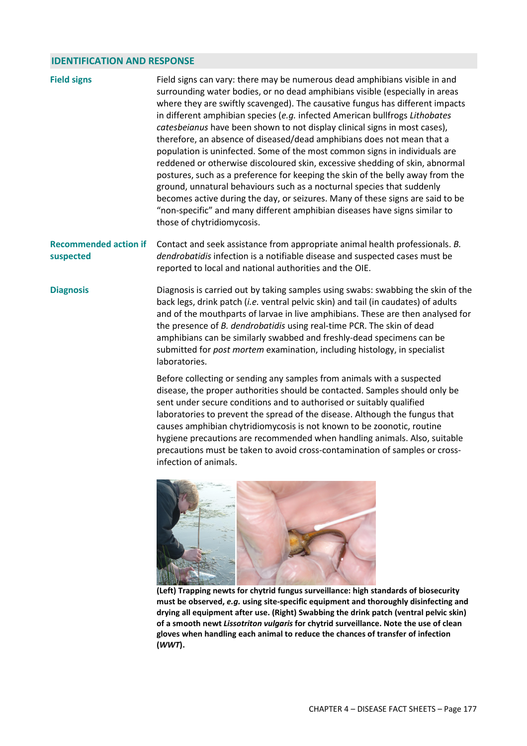## IDENTIFICATION AND RESPONSE

**Field signs**

Field signs can vary: there may be numerous dead amphibians visible in and surrounding water bodies, or no dead amphibians visible (especially in areas where they are swiftly scavenged). The causative fungus has different impacts in different amphibian species (*e.g.* infected American bullfrogs *Lithobates catesbeianus* have been shown to not display clinical signs in most cases), therefore, an absence of diseased/dead amphibians does not mean that a population is uninfected. Some of the most common signs in individuals are reddened or otherwise discoloured skin, excessive shedding of skin, abnormal postures, such as a preference for keeping the skin of the belly away from the ground, unnatural behaviours such as a nocturnal species that suddenly becomes active during the day, or seizures. Many of these signs are said to be "non-specific" and many different amphibian diseases have signs similar to those of chytridiomycosis.

**Recommended action if suspected**

Contact and seek assistance from appropriate animal health professionals. *B. dendrobatidis* infection is a notifiable disease and suspected cases must be reported to local and national authorities and the OIE.

**Diagnosis**

Diagnosis is carried out by taking samples using swabs: swabbing the skin of the back legs, drink patch (*i.e.* ventral pelvic skin) and tail (in caudates) of adults and of the mouthparts of larvae in live amphibians. These are then analysed for the presence of *B. dendrobatidis* using real-time PCR. The skin of dead amphibians can be similarly swabbed and freshly-dead specimens can be submitted for *post mortem* examination, including histology, in specialist laboratories.

Before collecting or sending any samples from animals with a suspected disease, the proper authorities should be contacted. Samples should only be sent under secure conditions and to authorised or suitably qualified laboratories to prevent the spread of the disease. Although the fungus that causes amphibian chytridiomycosis is not known to be zoonotic, routine hygiene precautions are recommended when handling animals. Also, suitable precautions must be taken to avoid cross-contamination of samples or cross-infection of animals.

**(Left) Trapping newts for chytrid fungus surveillance: high standards of biosecurity must be observed, *e.g.* using site-specific equipment and thoroughly disinfecting and drying all equipment after use. (Right) Swabbing the drink patch (ventral pelvic skin) of a smooth newt *Lissotriton vulgaris* for chytrid surveillance. Note the use of clean gloves when handling each animal to reduce the chances of transfer of infection (*WWT*).**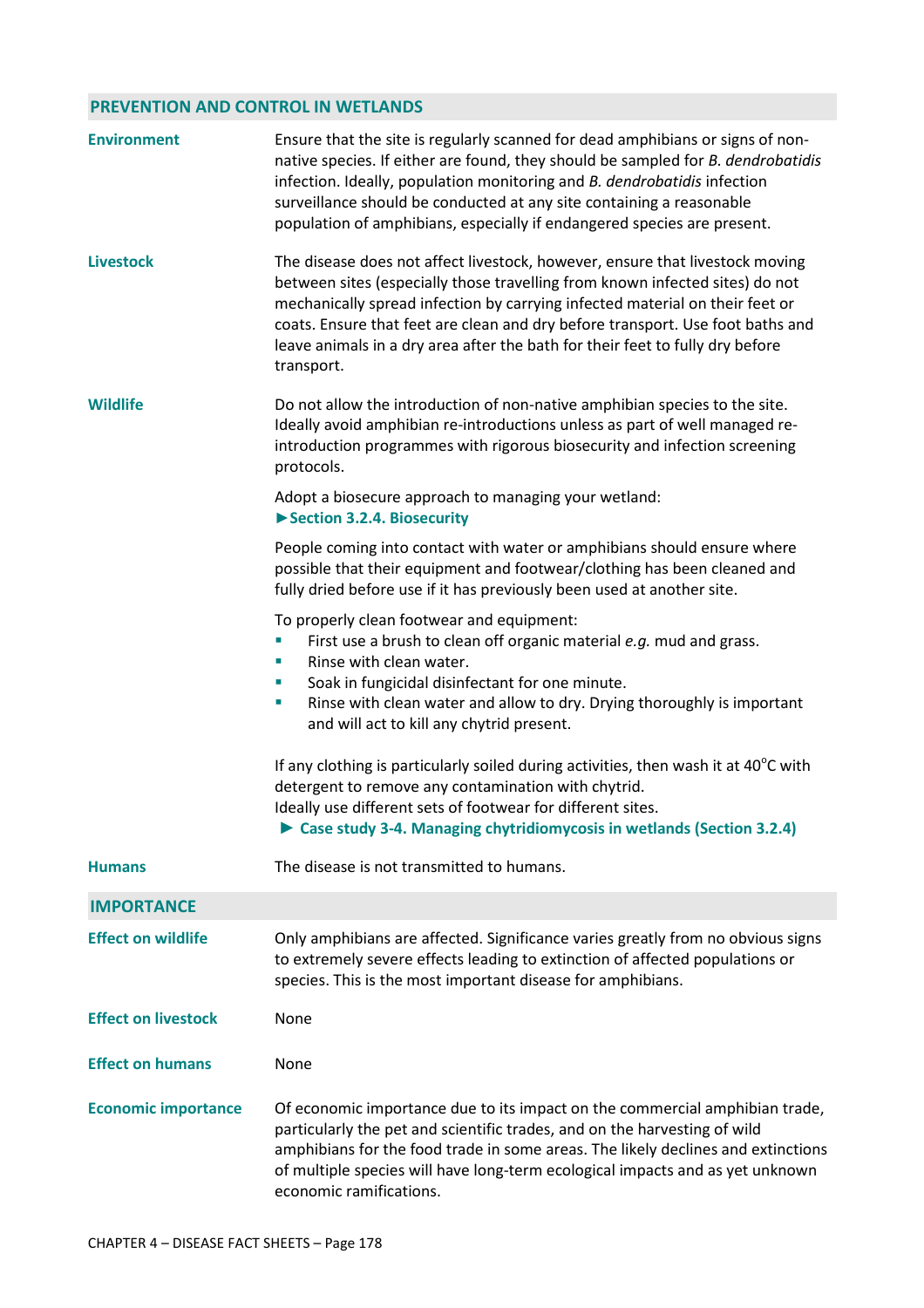## PREVENTION AND CONTROL IN WETLANDS

**Environment**

Ensure that the site is regularly scanned for dead amphibians or signs of non-native species. If either are found, they should be sampled for *B. dendrobatidis* infection. Ideally, population monitoring and *B. dendrobatidis* infection surveillance should be conducted at any site containing a reasonable population of amphibians, especially if endangered species are present.

**Livestock**

The disease does not affect livestock, however, ensure that livestock moving between sites (especially those travelling from known infected sites) do not mechanically spread infection by carrying infected material on their feet or coats. Ensure that feet are clean and dry before transport. Use foot baths and leave animals in a dry area after the bath for their feet to fully dry before transport.

**Wildlife**

Do not allow the introduction of non-native amphibian species to the site. Ideally avoid amphibian re-introductions unless as part of well managed re-introduction programmes with rigorous biosecurity and infection screening protocols.

Adopt a biosecure approach to managing your wetland:
**►Section 3.2.4. Biosecurity**

People coming into contact with water or amphibians should ensure where possible that their equipment and footwear/clothing has been cleaned and fully dried before use if it has previously been used at another site.

To properly clean footwear and equipment:

- First use a brush to clean off organic material *e.g.* mud and grass.
- Rinse with clean water.
- Soak in fungicidal disinfectant for one minute.
- Rinse with clean water and allow to dry. Drying thoroughly is important and will act to kill any chytrid present.

If any clothing is particularly soiled during activities, then wash it at 40°C with detergent to remove any contamination with chytrid.
Ideally use different sets of footwear for different sites.
**► Case study 3-4. Managing chytridiomycosis in wetlands (Section 3.2.4)**

**Humans**

The disease is not transmitted to humans.

## IMPORTANCE

**Effect on wildlife**

Only amphibians are affected. Significance varies greatly from no obvious signs to extremely severe effects leading to extinction of affected populations or species. This is the most important disease for amphibians.

**Effect on livestock**

None

**Effect on humans**

None

**Economic importance**

Of economic importance due to its impact on the commercial amphibian trade, particularly the pet and scientific trades, and on the harvesting of wild amphibians for the food trade in some areas. The likely declines and extinctions of multiple species will have long-term ecological impacts and as yet unknown economic ramifications.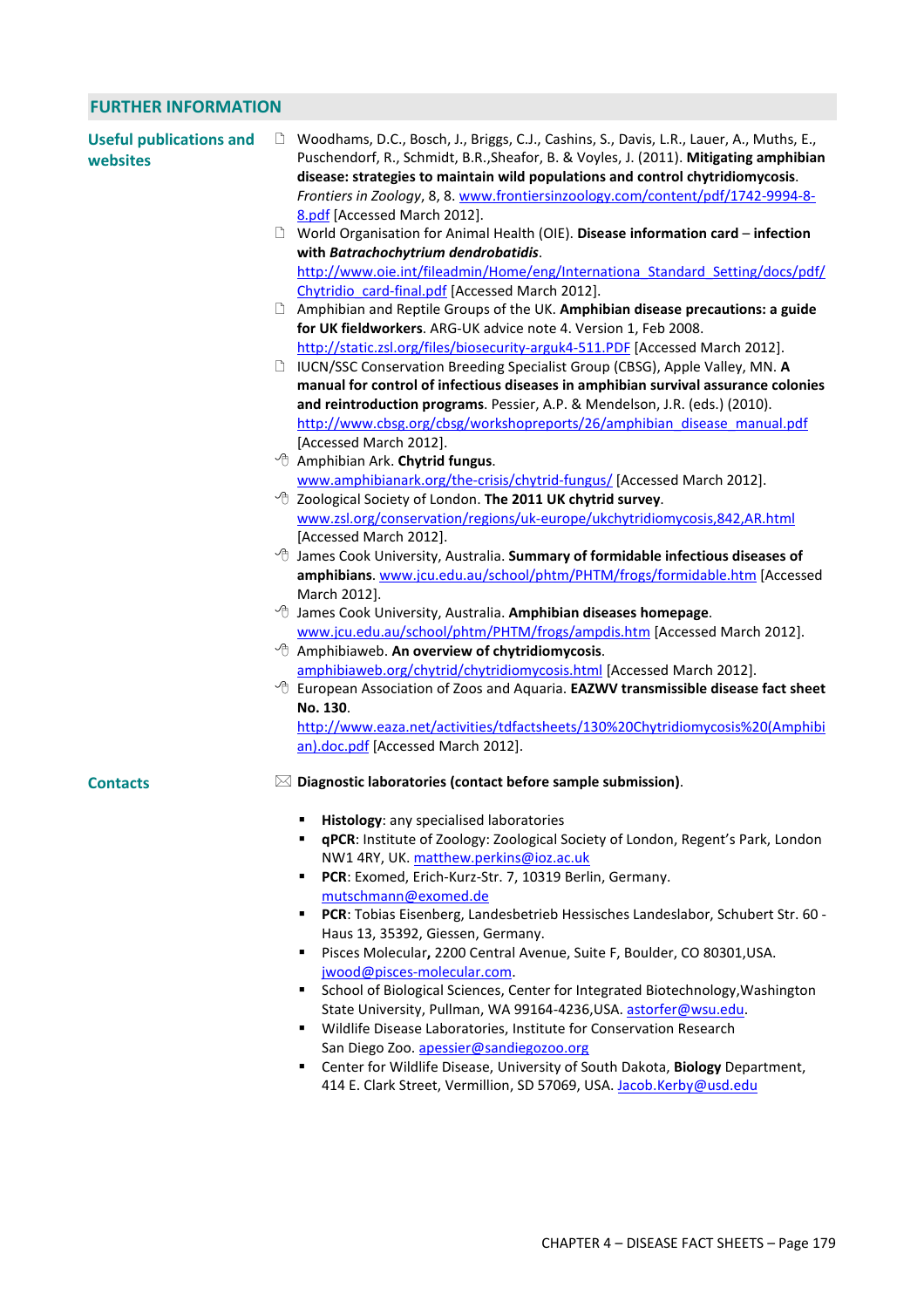## FURTHER INFORMATION

### Useful publications and websites

- Woodhams, D.C., Bosch, J., Briggs, C.J., Cashins, S., Davis, L.R., Lauer, A., Muths, E., Puschendorf, R., Schmidt, B.R.,Sheafor, B. & Voyles, J. (2011). **Mitigating amphibian disease: strategies to maintain wild populations and control chytridiomycosis**. *Frontiers in Zoology*, 8, 8. www.frontiersinzoology.com/content/pdf/1742-9994-8-8.pdf [Accessed March 2012].
- World Organisation for Animal Health (OIE). **Disease information card – infection with *Batrachochytrium dendrobatidis***. http://www.oie.int/fileadmin/Home/eng/Internationa_Standard_Setting/docs/pdf/Chytridio_card-final.pdf [Accessed March 2012].
- Amphibian and Reptile Groups of the UK. **Amphibian disease precautions: a guide for UK fieldworkers**. ARG-UK advice note 4. Version 1, Feb 2008. http://static.zsl.org/files/biosecurity-arguk4-511.PDF [Accessed March 2012].
- IUCN/SSC Conservation Breeding Specialist Group (CBSG), Apple Valley, MN. **A manual for control of infectious diseases in amphibian survival assurance colonies and reintroduction programs**. Pessier, A.P. & Mendelson, J.R. (eds.) (2010). http://www.cbsg.org/cbsg/workshopreports/26/amphibian_disease_manual.pdf [Accessed March 2012].
- Amphibian Ark. **Chytrid fungus**. www.amphibianark.org/the-crisis/chytrid-fungus/ [Accessed March 2012].
- Zoological Society of London. **The 2011 UK chytrid survey**. www.zsl.org/conservation/regions/uk-europe/ukchytridiomycosis,842,AR.html [Accessed March 2012].
- James Cook University, Australia. **Summary of formidable infectious diseases of amphibians**. www.jcu.edu.au/school/phtm/PHTM/frogs/formidable.htm [Accessed March 2012].
- James Cook University, Australia. **Amphibian diseases homepage**. www.jcu.edu.au/school/phtm/PHTM/frogs/ampdis.htm [Accessed March 2012].
- Amphibiaweb. **An overview of chytridiomycosis**. amphibiaweb.org/chytrid/chytridiomycosis.html [Accessed March 2012].
- European Association of Zoos and Aquaria. **EAZWV transmissible disease fact sheet No. 130**. http://www.eaza.net/activities/tdfactsheets/130%20Chytridiomycosis%20(Amphibian).doc.pdf [Accessed March 2012].

### Contacts

**Diagnostic laboratories (contact before sample submission)**.

- **Histology**: any specialised laboratories
- **qPCR**: Institute of Zoology: Zoological Society of London, Regent's Park, London NW1 4RY, UK. matthew.perkins@ioz.ac.uk
- **PCR**: Exomed, Erich-Kurz-Str. 7, 10319 Berlin, Germany. mutschmann@exomed.de
- **PCR**: Tobias Eisenberg, Landesbetrieb Hessisches Landeslabor, Schubert Str. 60 - Haus 13, 35392, Giessen, Germany.
- Pisces Molecular**,** 2200 Central Avenue, Suite F, Boulder, CO 80301,USA. jwood@pisces-molecular.com.
- School of Biological Sciences, Center for Integrated Biotechnology,Washington State University, Pullman, WA 99164-4236,USA. astorfer@wsu.edu.
- Wildlife Disease Laboratories, Institute for Conservation Research San Diego Zoo. apessier@sandiegozoo.org
- Center for Wildlife Disease, University of South Dakota, **Biology** Department, 414 E. Clark Street, Vermillion, SD 57069, USA. Jacob.Kerby@usd.edu